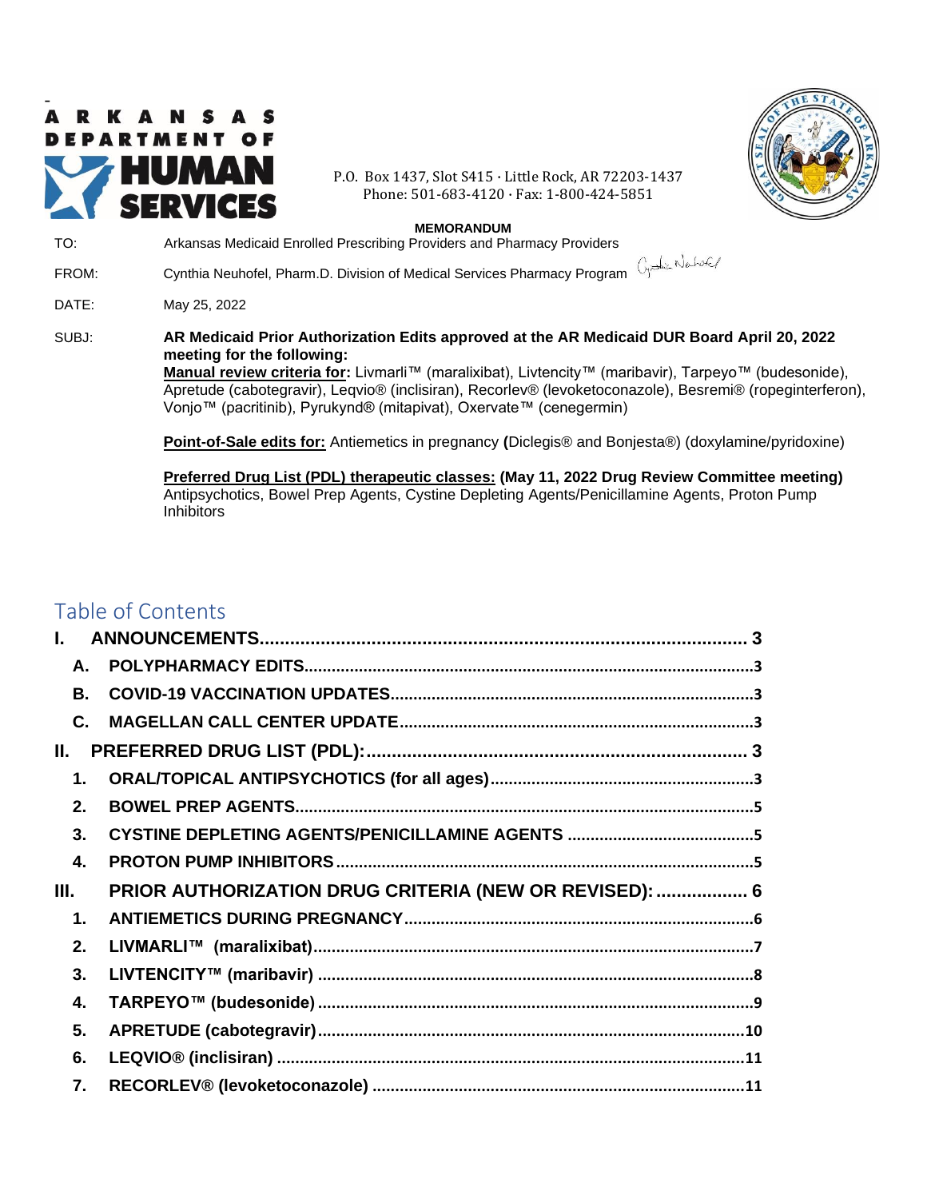ARKANSAS DEPARTMENT OF HUMAN SERVICES

P.O. Box 1437, Slot S415 · Little Rock, AR 72203-1437
Phone: 501-683-4120 · Fax: 1-800-424-5851

**MEMORANDUM**

TO: Arkansas Medicaid Enrolled Prescribing Providers and Pharmacy Providers

FROM: Cynthia Neuhofel, Pharm.D. Division of Medical Services Pharmacy Program

DATE: May 25, 2022

SUBJ: **AR Medicaid Prior Authorization Edits approved at the AR Medicaid DUR Board April 20, 2022 meeting for the following:**
**Manual review criteria for:** Livmarli™ (maralixibat), Livtencity™ (maribavir), Tarpeyo™ (budesonide), Apretude (cabotegravir), Leqvio® (inclisiran), Recorlev® (levoketoconazole), Besremi® (ropeginterferon), Vonjo™ (pacritinib), Pyrukynd® (mitapivat), Oxervate™ (cenegermin)

**Point-of-Sale edits for:** Antiemetics in pregnancy **(**Diclegis® and Bonjesta®) (doxylamine/pyridoxine)

**Preferred Drug List (PDL) therapeutic classes: (May 11, 2022 Drug Review Committee meeting)** Antipsychotics, Bowel Prep Agents, Cystine Depleting Agents/Penicillamine Agents, Proton Pump Inhibitors

## Table of Contents

- **I. ANNOUNCEMENTS** ... 3
  - **A. POLYPHARMACY EDITS** ... 3
  - **B. COVID-19 VACCINATION UPDATES** ... 3
  - **C. MAGELLAN CALL CENTER UPDATE** ... 3
- **II. PREFERRED DRUG LIST (PDL):** ... 3
  - **1. ORAL/TOPICAL ANTIPSYCHOTICS (for all ages)** ... 3
  - **2. BOWEL PREP AGENTS** ... 5
  - **3. CYSTINE DEPLETING AGENTS/PENICILLAMINE AGENTS** ... 5
  - **4. PROTON PUMP INHIBITORS** ... 5
- **III. PRIOR AUTHORIZATION DRUG CRITERIA (NEW OR REVISED):** ... 6
  - **1. ANTIEMETICS DURING PREGNANCY** ... 6
  - **2. LIVMARLI™ (maralixibat)** ... 7
  - **3. LIVTENCITY™ (maribavir)** ... 8
  - **4. TARPEYO™ (budesonide)** ... 9
  - **5. APRETUDE (cabotegravir)** ... 10
  - **6. LEQVIO® (inclisiran)** ... 11
  - **7. RECORLEV® (levoketoconazole)** ... 11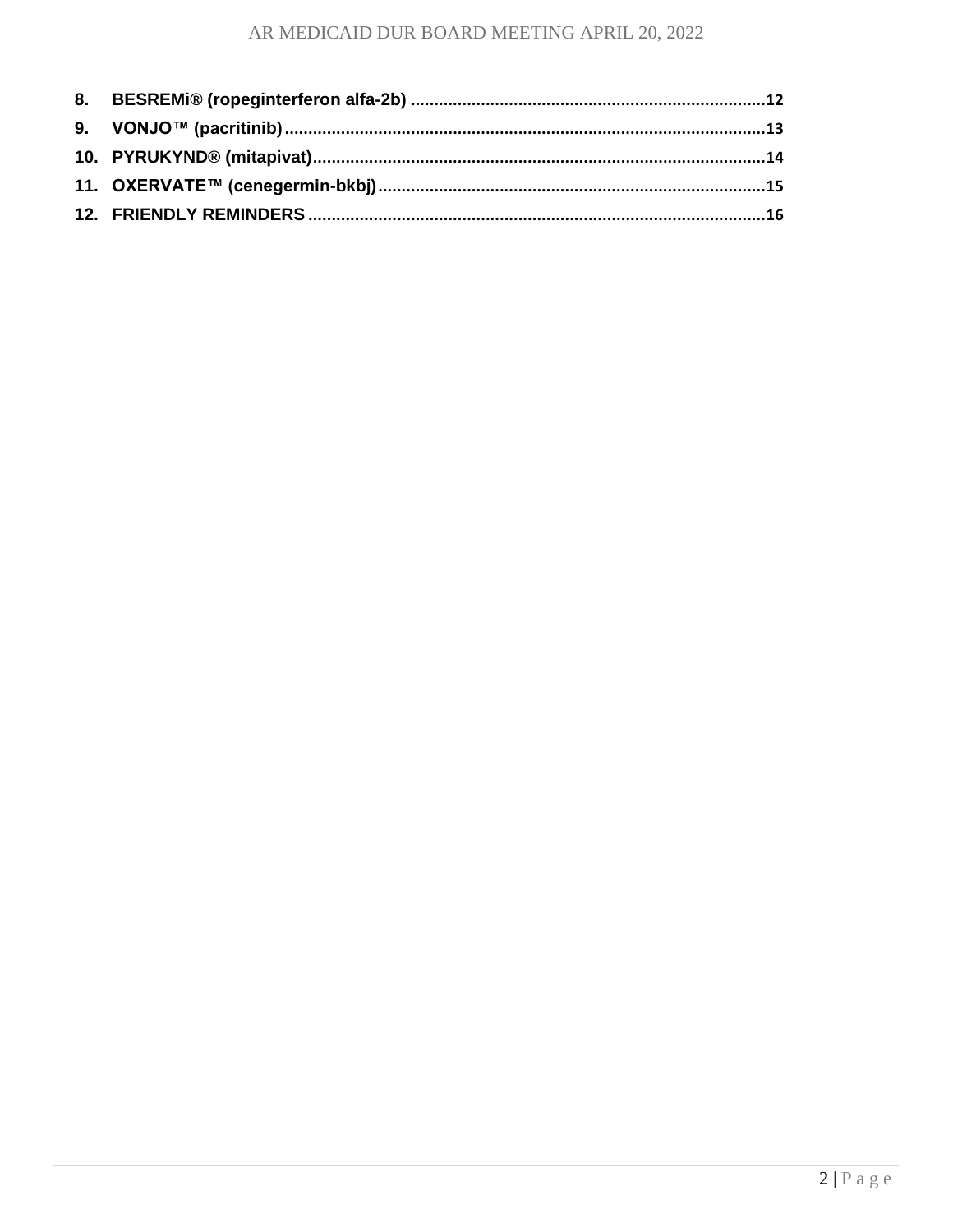8. **BESREMi® (ropeginterferon alfa-2b)** .......... 12
9. **VONJO™ (pacritinib)** .......... 13
10. **PYRUKYND® (mitapivat)** .......... 14
11. **OXERVATE™ (cenegermin-bkbj)** .......... 15
12. **FRIENDLY REMINDERS** .......... 16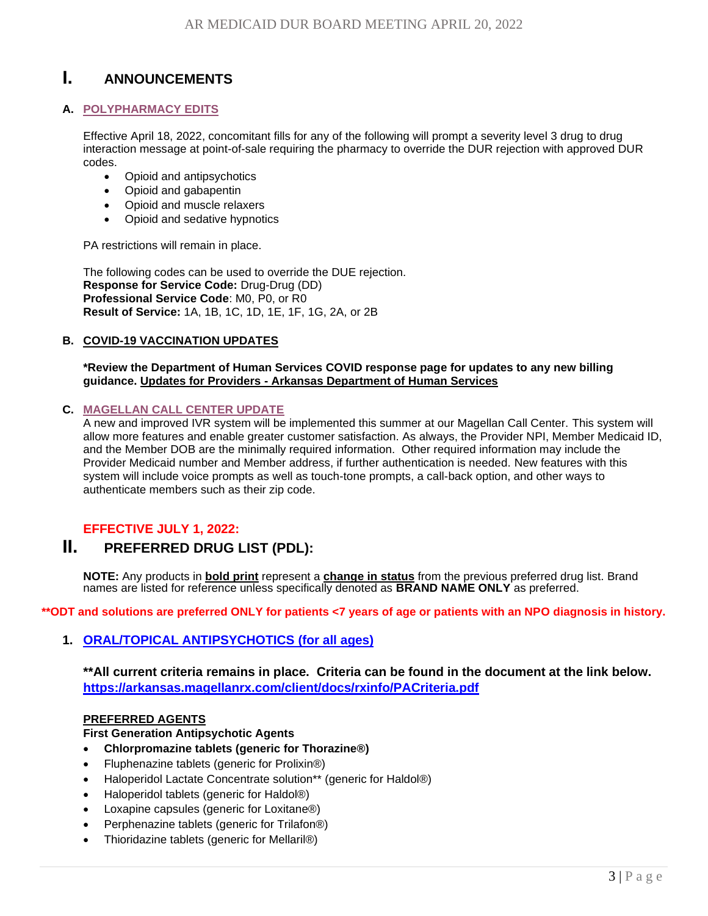# I. ANNOUNCEMENTS

### A. POLYPHARMACY EDITS

Effective April 18, 2022, concomitant fills for any of the following will prompt a severity level 3 drug to drug interaction message at point-of-sale requiring the pharmacy to override the DUR rejection with approved DUR codes.

- Opioid and antipsychotics
- Opioid and gabapentin
- Opioid and muscle relaxers
- Opioid and sedative hypnotics

PA restrictions will remain in place.

The following codes can be used to override the DUE rejection.
**Response for Service Code:** Drug-Drug (DD)
**Professional Service Code**: M0, P0, or R0
**Result of Service:** 1A, 1B, 1C, 1D, 1E, 1F, 1G, 2A, or 2B

### B. COVID-19 VACCINATION UPDATES

**\*Review the Department of Human Services COVID response page for updates to any new billing guidance. Updates for Providers - Arkansas Department of Human Services**

### C. MAGELLAN CALL CENTER UPDATE

A new and improved IVR system will be implemented this summer at our Magellan Call Center. This system will allow more features and enable greater customer satisfaction. As always, the Provider NPI, Member Medicaid ID, and the Member DOB are the minimally required information. Other required information may include the Provider Medicaid number and Member address, if further authentication is needed. New features with this system will include voice prompts as well as touch-tone prompts, a call-back option, and other ways to authenticate members such as their zip code.

**EFFECTIVE JULY 1, 2022:**

# II. PREFERRED DRUG LIST (PDL):

**NOTE:** Any products in **bold print** represent a **change in status** from the previous preferred drug list. Brand names are listed for reference unless specifically denoted as **BRAND NAME ONLY** as preferred.

**\*\*ODT and solutions are preferred ONLY for patients <7 years of age or patients with an NPO diagnosis in history.**

### 1. ORAL/TOPICAL ANTIPSYCHOTICS (for all ages)

**\*\*All current criteria remains in place. Criteria can be found in the document at the link below.**
**https://arkansas.magellanrx.com/client/docs/rxinfo/PACriteria.pdf**

**PREFERRED AGENTS**
**First Generation Antipsychotic Agents**

- **Chlorpromazine tablets (generic for Thorazine®)**
- Fluphenazine tablets (generic for Prolixin®)
- Haloperidol Lactate Concentrate solution** (generic for Haldol®)
- Haloperidol tablets (generic for Haldol®)
- Loxapine capsules (generic for Loxitane®)
- Perphenazine tablets (generic for Trilafon®)
- Thioridazine tablets (generic for Mellaril®)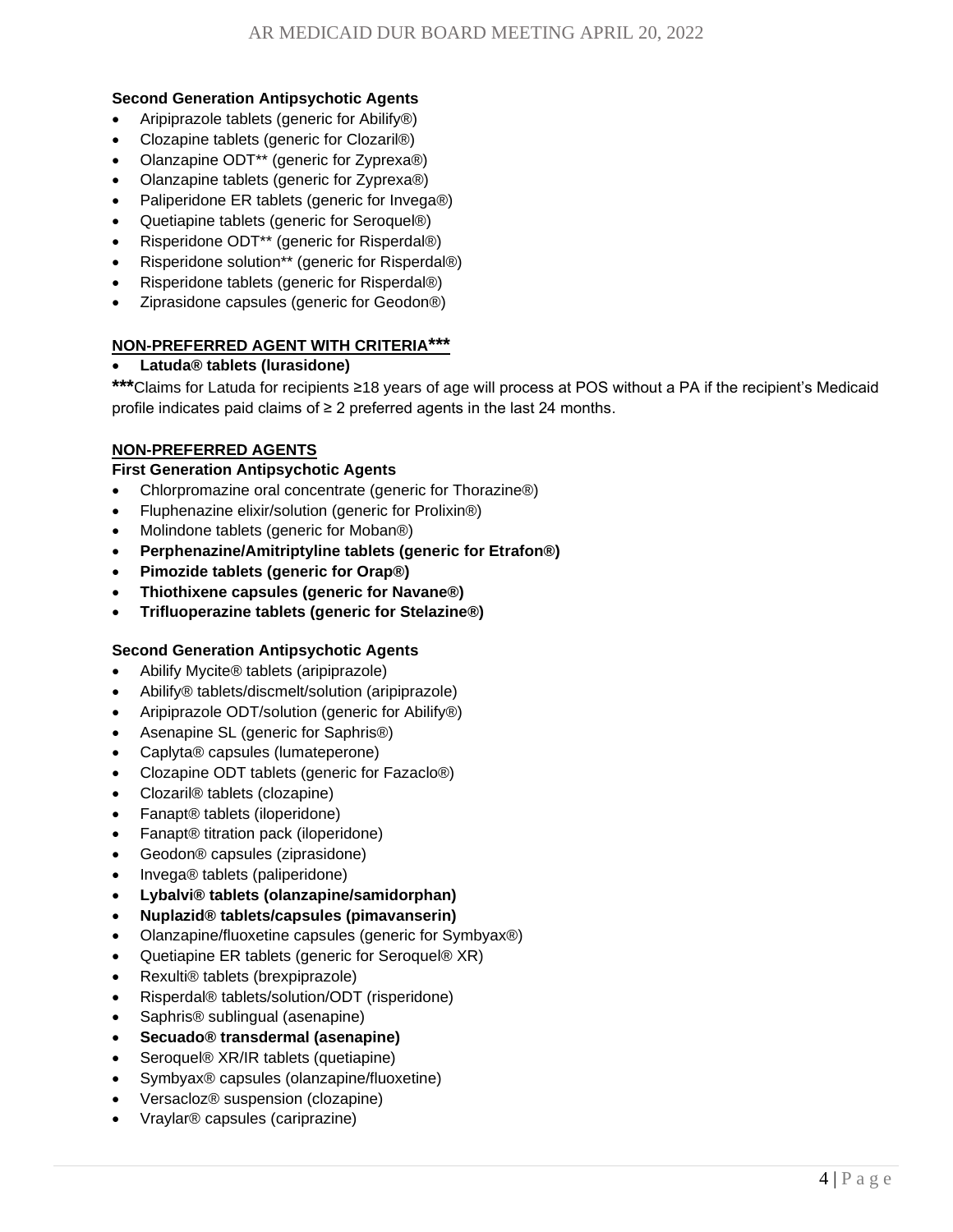**Second Generation Antipsychotic Agents**

- Aripiprazole tablets (generic for Abilify®)
- Clozapine tablets (generic for Clozaril®)
- Olanzapine ODT** (generic for Zyprexa®)
- Olanzapine tablets (generic for Zyprexa®)
- Paliperidone ER tablets (generic for Invega®)
- Quetiapine tablets (generic for Seroquel®)
- Risperidone ODT** (generic for Risperdal®)
- Risperidone solution** (generic for Risperdal®)
- Risperidone tablets (generic for Risperdal®)
- Ziprasidone capsules (generic for Geodon®)

**NON-PREFERRED AGENT WITH CRITERIA*****

- **Latuda® tablets (lurasidone)**

*****Claims for Latuda for recipients ≥18 years of age will process at POS without a PA if the recipient's Medicaid profile indicates paid claims of ≥ 2 preferred agents in the last 24 months.

**NON-PREFERRED AGENTS**

**First Generation Antipsychotic Agents**

- Chlorpromazine oral concentrate (generic for Thorazine®)
- Fluphenazine elixir/solution (generic for Prolixin®)
- Molindone tablets (generic for Moban®)
- **Perphenazine/Amitriptyline tablets (generic for Etrafon®)**
- **Pimozide tablets (generic for Orap®)**
- **Thiothixene capsules (generic for Navane®)**
- **Trifluoperazine tablets (generic for Stelazine®)**

**Second Generation Antipsychotic Agents**

- Abilify Mycite® tablets (aripiprazole)
- Abilify® tablets/discmelt/solution (aripiprazole)
- Aripiprazole ODT/solution (generic for Abilify®)
- Asenapine SL (generic for Saphris®)
- Caplyta® capsules (lumateperone)
- Clozapine ODT tablets (generic for Fazaclo®)
- Clozaril® tablets (clozapine)
- Fanapt® tablets (iloperidone)
- Fanapt® titration pack (iloperidone)
- Geodon® capsules (ziprasidone)
- Invega® tablets (paliperidone)
- **Lybalvi® tablets (olanzapine/samidorphan)**
- **Nuplazid® tablets/capsules (pimavanserin)**
- Olanzapine/fluoxetine capsules (generic for Symbyax®)
- Quetiapine ER tablets (generic for Seroquel® XR)
- Rexulti® tablets (brexpiprazole)
- Risperdal® tablets/solution/ODT (risperidone)
- Saphris® sublingual (asenapine)
- **Secuado® transdermal (asenapine)**
- Seroquel® XR/IR tablets (quetiapine)
- Symbyax® capsules (olanzapine/fluoxetine)
- Versacloz® suspension (clozapine)
- Vraylar® capsules (cariprazine)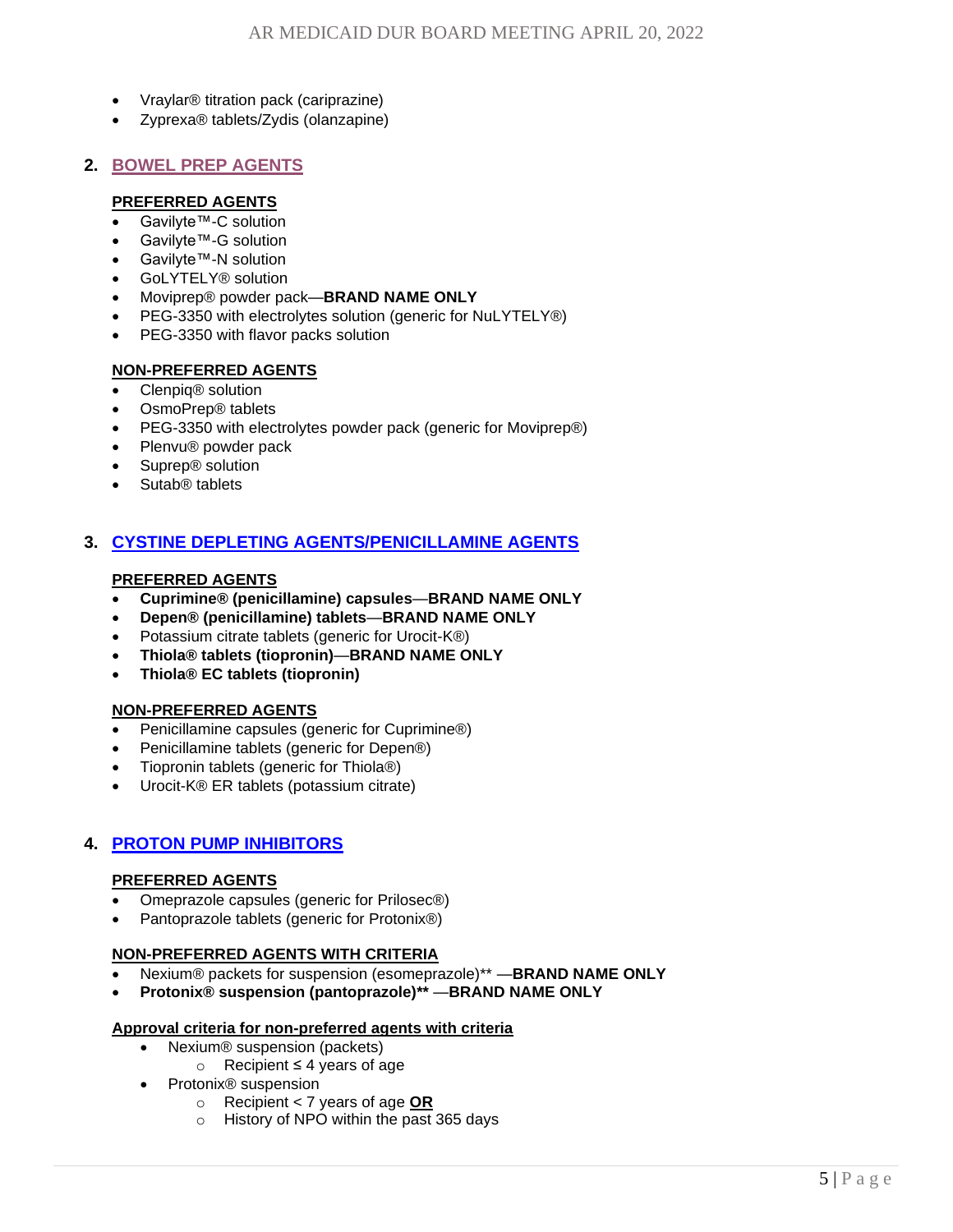- Vraylar® titration pack (cariprazine)
- Zyprexa® tablets/Zydis (olanzapine)

## 2. BOWEL PREP AGENTS

**PREFERRED AGENTS**

- Gavilyte™-C solution
- Gavilyte™-G solution
- Gavilyte™-N solution
- GoLYTELY® solution
- Moviprep® powder pack—**BRAND NAME ONLY**
- PEG-3350 with electrolytes solution (generic for NuLYTELY®)
- PEG-3350 with flavor packs solution

**NON-PREFERRED AGENTS**

- Clenpiq® solution
- OsmoPrep® tablets
- PEG-3350 with electrolytes powder pack (generic for Moviprep®)
- Plenvu® powder pack
- Suprep® solution
- Sutab® tablets

## 3. CYSTINE DEPLETING AGENTS/PENICILLAMINE AGENTS

**PREFERRED AGENTS**

- **Cuprimine® (penicillamine) capsules**—**BRAND NAME ONLY**
- **Depen® (penicillamine) tablets**—**BRAND NAME ONLY**
- Potassium citrate tablets (generic for Urocit-K®)
- **Thiola® tablets (tiopronin)**—**BRAND NAME ONLY**
- **Thiola® EC tablets (tiopronin)**

**NON-PREFERRED AGENTS**

- Penicillamine capsules (generic for Cuprimine®)
- Penicillamine tablets (generic for Depen®)
- Tiopronin tablets (generic for Thiola®)
- Urocit-K® ER tablets (potassium citrate)

## 4. PROTON PUMP INHIBITORS

**PREFERRED AGENTS**

- Omeprazole capsules (generic for Prilosec®)
- Pantoprazole tablets (generic for Protonix®)

**NON-PREFERRED AGENTS WITH CRITERIA**

- Nexium® packets for suspension (esomeprazole)** —**BRAND NAME ONLY**
- **Protonix® suspension (pantoprazole)**** —**BRAND NAME ONLY**

**Approval criteria for non-preferred agents with criteria**

- Nexium® suspension (packets)
  - Recipient ≤ 4 years of age
- Protonix® suspension
  - Recipient < 7 years of age **OR**
  - History of NPO within the past 365 days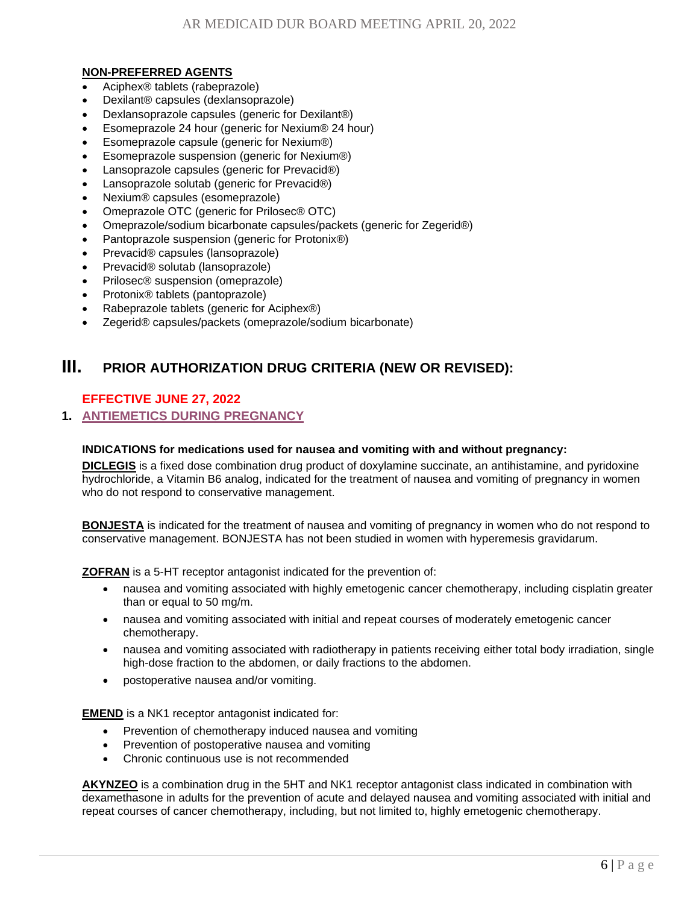**NON-PREFERRED AGENTS**

- Aciphex® tablets (rabeprazole)
- Dexilant® capsules (dexlansoprazole)
- Dexlansoprazole capsules (generic for Dexilant®)
- Esomeprazole 24 hour (generic for Nexium® 24 hour)
- Esomeprazole capsule (generic for Nexium®)
- Esomeprazole suspension (generic for Nexium®)
- Lansoprazole capsules (generic for Prevacid®)
- Lansoprazole solutab (generic for Prevacid®)
- Nexium® capsules (esomeprazole)
- Omeprazole OTC (generic for Prilosec® OTC)
- Omeprazole/sodium bicarbonate capsules/packets (generic for Zegerid®)
- Pantoprazole suspension (generic for Protonix®)
- Prevacid® capsules (lansoprazole)
- Prevacid® solutab (lansoprazole)
- Prilosec® suspension (omeprazole)
- Protonix® tablets (pantoprazole)
- Rabeprazole tablets (generic for Aciphex®)
- Zegerid® capsules/packets (omeprazole/sodium bicarbonate)

# III. PRIOR AUTHORIZATION DRUG CRITERIA (NEW OR REVISED):

**EFFECTIVE JUNE 27, 2022**

## 1. ANTIEMETICS DURING PREGNANCY

**INDICATIONS for medications used for nausea and vomiting with and without pregnancy:**

**DICLEGIS** is a fixed dose combination drug product of doxylamine succinate, an antihistamine, and pyridoxine hydrochloride, a Vitamin B6 analog, indicated for the treatment of nausea and vomiting of pregnancy in women who do not respond to conservative management.

**BONJESTA** is indicated for the treatment of nausea and vomiting of pregnancy in women who do not respond to conservative management. BONJESTA has not been studied in women with hyperemesis gravidarum.

**ZOFRAN** is a 5-HT receptor antagonist indicated for the prevention of:

- nausea and vomiting associated with highly emetogenic cancer chemotherapy, including cisplatin greater than or equal to 50 mg/m.
- nausea and vomiting associated with initial and repeat courses of moderately emetogenic cancer chemotherapy.
- nausea and vomiting associated with radiotherapy in patients receiving either total body irradiation, single high-dose fraction to the abdomen, or daily fractions to the abdomen.
- postoperative nausea and/or vomiting.

**EMEND** is a NK1 receptor antagonist indicated for:

- Prevention of chemotherapy induced nausea and vomiting
- Prevention of postoperative nausea and vomiting
- Chronic continuous use is not recommended

**AKYNZEO** is a combination drug in the 5HT and NK1 receptor antagonist class indicated in combination with dexamethasone in adults for the prevention of acute and delayed nausea and vomiting associated with initial and repeat courses of cancer chemotherapy, including, but not limited to, highly emetogenic chemotherapy.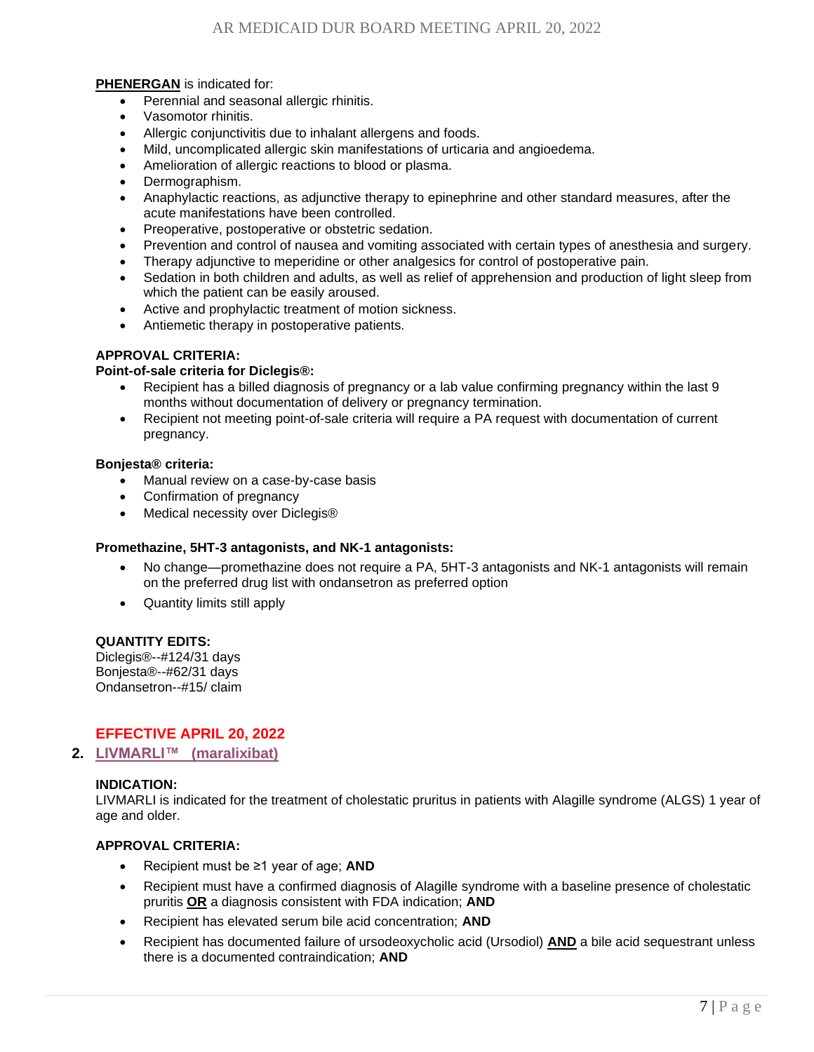**PHENERGAN** is indicated for:

- Perennial and seasonal allergic rhinitis.
- Vasomotor rhinitis.
- Allergic conjunctivitis due to inhalant allergens and foods.
- Mild, uncomplicated allergic skin manifestations of urticaria and angioedema.
- Amelioration of allergic reactions to blood or plasma.
- Dermographism.
- Anaphylactic reactions, as adjunctive therapy to epinephrine and other standard measures, after the acute manifestations have been controlled.
- Preoperative, postoperative or obstetric sedation.
- Prevention and control of nausea and vomiting associated with certain types of anesthesia and surgery.
- Therapy adjunctive to meperidine or other analgesics for control of postoperative pain.
- Sedation in both children and adults, as well as relief of apprehension and production of light sleep from which the patient can be easily aroused.
- Active and prophylactic treatment of motion sickness.
- Antiemetic therapy in postoperative patients.

**APPROVAL CRITERIA:**

**Point-of-sale criteria for Diclegis®:**

- Recipient has a billed diagnosis of pregnancy or a lab value confirming pregnancy within the last 9 months without documentation of delivery or pregnancy termination.
- Recipient not meeting point-of-sale criteria will require a PA request with documentation of current pregnancy.

**Bonjesta® criteria:**

- Manual review on a case-by-case basis
- Confirmation of pregnancy
- Medical necessity over Diclegis®

**Promethazine, 5HT-3 antagonists, and NK-1 antagonists:**

- No change—promethazine does not require a PA, 5HT-3 antagonists and NK-1 antagonists will remain on the preferred drug list with ondansetron as preferred option
- Quantity limits still apply

**QUANTITY EDITS:**
Diclegis®--#124/31 days
Bonjesta®--#62/31 days
Ondansetron--#15/ claim

**EFFECTIVE APRIL 20, 2022**

## 2. LIVMARLI™ (maralixibat)

**INDICATION:**
LIVMARLI is indicated for the treatment of cholestatic pruritus in patients with Alagille syndrome (ALGS) 1 year of age and older.

**APPROVAL CRITERIA:**

- Recipient must be ≥1 year of age; **AND**
- Recipient must have a confirmed diagnosis of Alagille syndrome with a baseline presence of cholestatic pruritus **OR** a diagnosis consistent with FDA indication; **AND**
- Recipient has elevated serum bile acid concentration; **AND**
- Recipient has documented failure of ursodeoxycholic acid (Ursodiol) **AND** a bile acid sequestrant unless there is a documented contraindication; **AND**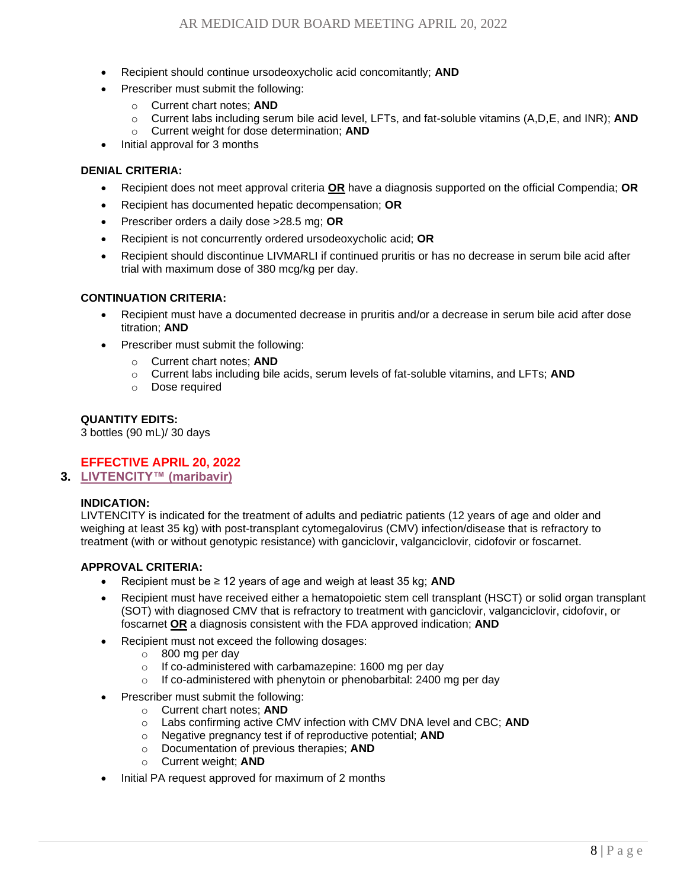- Recipient should continue ursodeoxycholic acid concomitantly; **AND**
- Prescriber must submit the following:
  - Current chart notes; **AND**
  - Current labs including serum bile acid level, LFTs, and fat-soluble vitamins (A,D,E, and INR); **AND**
  - Current weight for dose determination; **AND**
- Initial approval for 3 months

**DENIAL CRITERIA:**

- Recipient does not meet approval criteria **OR** have a diagnosis supported on the official Compendia; **OR**
- Recipient has documented hepatic decompensation; **OR**
- Prescriber orders a daily dose >28.5 mg; **OR**
- Recipient is not concurrently ordered ursodeoxycholic acid; **OR**
- Recipient should discontinue LIVMARLI if continued pruritis or has no decrease in serum bile acid after trial with maximum dose of 380 mcg/kg per day.

**CONTINUATION CRITERIA:**

- Recipient must have a documented decrease in pruritis and/or a decrease in serum bile acid after dose titration; **AND**
- Prescriber must submit the following:
  - Current chart notes; **AND**
  - Current labs including bile acids, serum levels of fat-soluble vitamins, and LFTs; **AND**
  - Dose required

**QUANTITY EDITS:**
3 bottles (90 mL)/ 30 days

**EFFECTIVE APRIL 20, 2022**

3. **LIVTENCITY™ (maribavir)**

**INDICATION:**
LIVTENCITY is indicated for the treatment of adults and pediatric patients (12 years of age and older and weighing at least 35 kg) with post-transplant cytomegalovirus (CMV) infection/disease that is refractory to treatment (with or without genotypic resistance) with ganciclovir, valganciclovir, cidofovir or foscarnet.

**APPROVAL CRITERIA:**

- Recipient must be ≥ 12 years of age and weigh at least 35 kg; **AND**
- Recipient must have received either a hematopoietic stem cell transplant (HSCT) or solid organ transplant (SOT) with diagnosed CMV that is refractory to treatment with ganciclovir, valganciclovir, cidofovir, or foscarnet **OR** a diagnosis consistent with the FDA approved indication; **AND**
- Recipient must not exceed the following dosages:
  - 800 mg per day
  - If co-administered with carbamazepine: 1600 mg per day
  - If co-administered with phenytoin or phenobarbital: 2400 mg per day
- Prescriber must submit the following:
  - Current chart notes; **AND**
  - Labs confirming active CMV infection with CMV DNA level and CBC; **AND**
  - Negative pregnancy test if of reproductive potential; **AND**
  - Documentation of previous therapies; **AND**
  - Current weight; **AND**
- Initial PA request approved for maximum of 2 months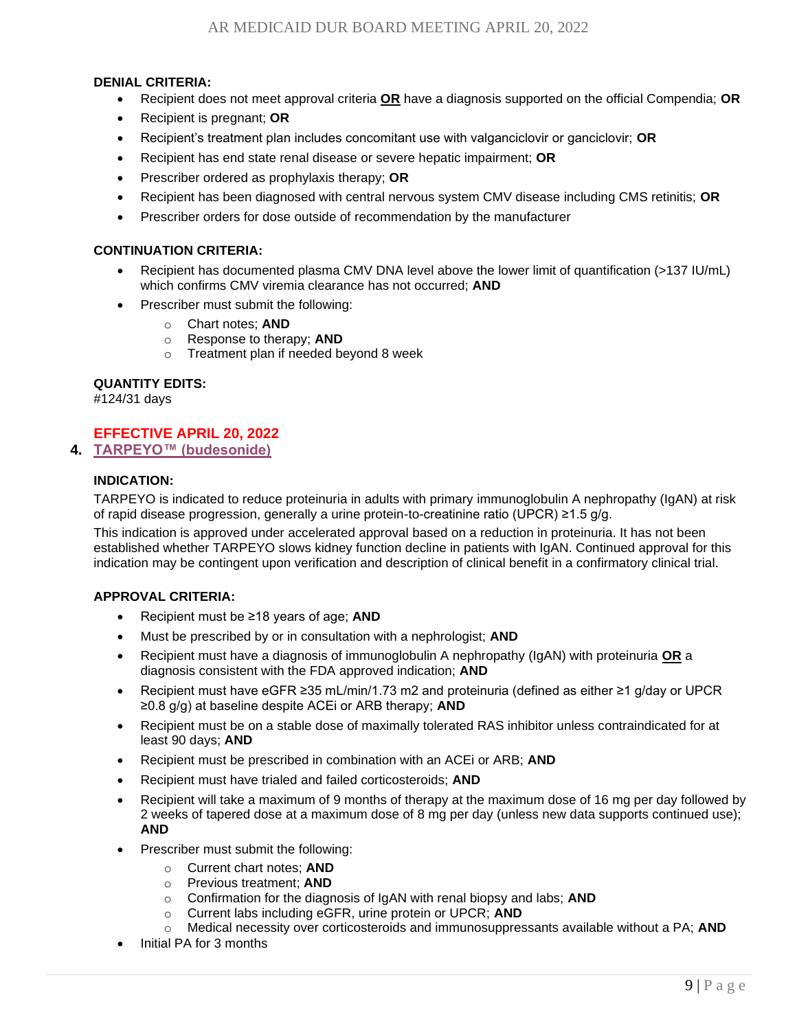**DENIAL CRITERIA:**

- Recipient does not meet approval criteria **OR** have a diagnosis supported on the official Compendia; **OR**
- Recipient is pregnant; **OR**
- Recipient's treatment plan includes concomitant use with valganciclovir or ganciclovir; **OR**
- Recipient has end state renal disease or severe hepatic impairment; **OR**
- Prescriber ordered as prophylaxis therapy; **OR**
- Recipient has been diagnosed with central nervous system CMV disease including CMS retinitis; **OR**
- Prescriber orders for dose outside of recommendation by the manufacturer

**CONTINUATION CRITERIA:**

- Recipient has documented plasma CMV DNA level above the lower limit of quantification (>137 IU/mL) which confirms CMV viremia clearance has not occurred; **AND**
- Prescriber must submit the following:
  - Chart notes; **AND**
  - Response to therapy; **AND**
  - Treatment plan if needed beyond 8 week

**QUANTITY EDITS:**
#124/31 days

**EFFECTIVE APRIL 20, 2022**

## 4. TARPEYO™ (budesonide)

**INDICATION:**

TARPEYO is indicated to reduce proteinuria in adults with primary immunoglobulin A nephropathy (IgAN) at risk of rapid disease progression, generally a urine protein-to-creatinine ratio (UPCR) ≥1.5 g/g.

This indication is approved under accelerated approval based on a reduction in proteinuria. It has not been established whether TARPEYO slows kidney function decline in patients with IgAN. Continued approval for this indication may be contingent upon verification and description of clinical benefit in a confirmatory clinical trial.

**APPROVAL CRITERIA:**

- Recipient must be ≥18 years of age; **AND**
- Must be prescribed by or in consultation with a nephrologist; **AND**
- Recipient must have a diagnosis of immunoglobulin A nephropathy (IgAN) with proteinuria **OR** a diagnosis consistent with the FDA approved indication; **AND**
- Recipient must have eGFR ≥35 mL/min/1.73 m2 and proteinuria (defined as either ≥1 g/day or UPCR ≥0.8 g/g) at baseline despite ACEi or ARB therapy; **AND**
- Recipient must be on a stable dose of maximally tolerated RAS inhibitor unless contraindicated for at least 90 days; **AND**
- Recipient must be prescribed in combination with an ACEi or ARB; **AND**
- Recipient must have trialed and failed corticosteroids; **AND**
- Recipient will take a maximum of 9 months of therapy at the maximum dose of 16 mg per day followed by 2 weeks of tapered dose at a maximum dose of 8 mg per day (unless new data supports continued use); **AND**
- Prescriber must submit the following:
  - Current chart notes; **AND**
  - Previous treatment; **AND**
  - Confirmation for the diagnosis of IgAN with renal biopsy and labs; **AND**
  - Current labs including eGFR, urine protein or UPCR; **AND**
  - Medical necessity over corticosteroids and immunosuppressants available without a PA; **AND**
- Initial PA for 3 months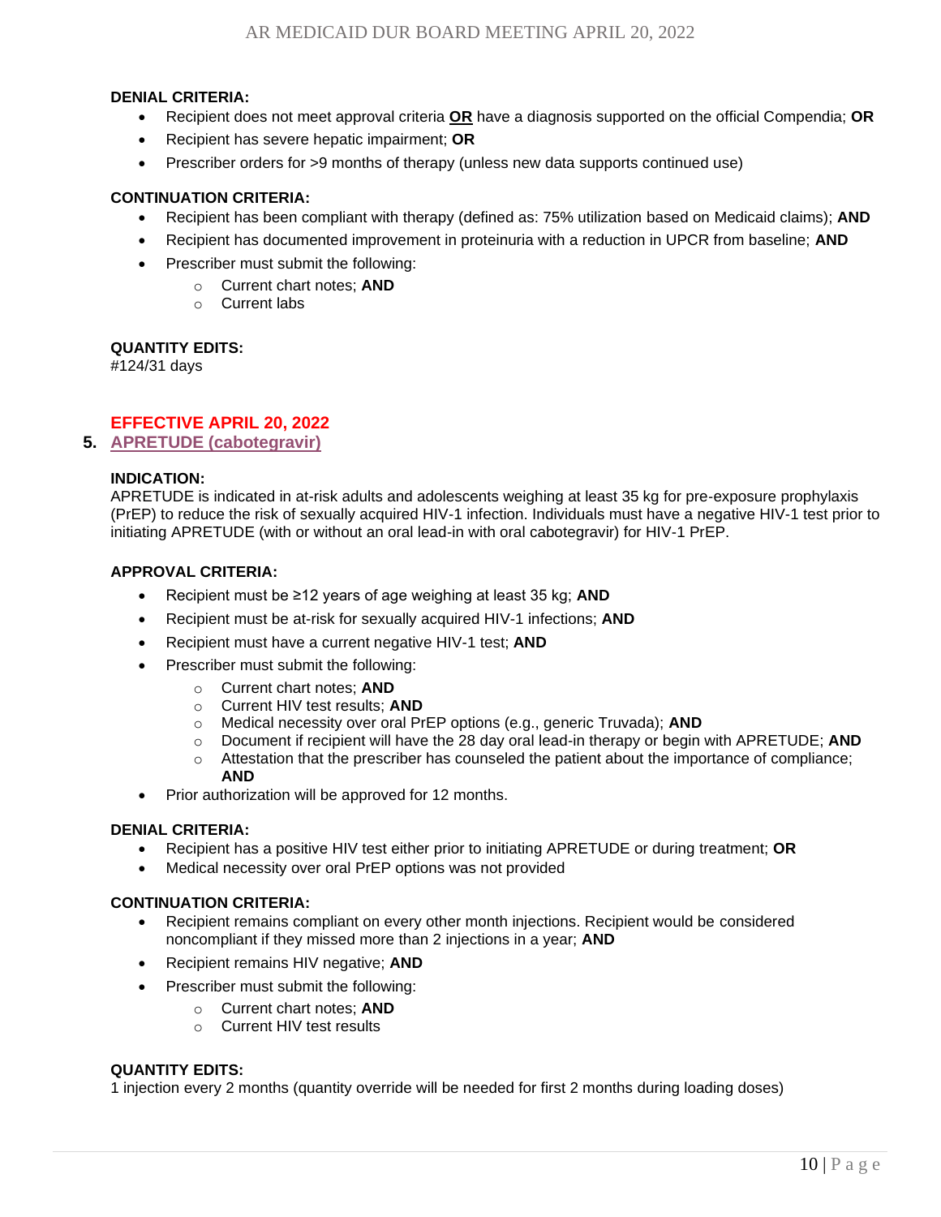**DENIAL CRITERIA:**

- Recipient does not meet approval criteria **OR** have a diagnosis supported on the official Compendia; **OR**
- Recipient has severe hepatic impairment; **OR**
- Prescriber orders for >9 months of therapy (unless new data supports continued use)

**CONTINUATION CRITERIA:**

- Recipient has been compliant with therapy (defined as: 75% utilization based on Medicaid claims); **AND**
- Recipient has documented improvement in proteinuria with a reduction in UPCR from baseline; **AND**
- Prescriber must submit the following:
  - Current chart notes; **AND**
  - Current labs

**QUANTITY EDITS:**

#124/31 days

**EFFECTIVE APRIL 20, 2022**

## 5. APRETUDE (cabotegravir)

**INDICATION:**

APRETUDE is indicated in at-risk adults and adolescents weighing at least 35 kg for pre-exposure prophylaxis (PrEP) to reduce the risk of sexually acquired HIV-1 infection. Individuals must have a negative HIV-1 test prior to initiating APRETUDE (with or without an oral lead-in with oral cabotegravir) for HIV-1 PrEP.

**APPROVAL CRITERIA:**

- Recipient must be ≥12 years of age weighing at least 35 kg; **AND**
- Recipient must be at-risk for sexually acquired HIV-1 infections; **AND**
- Recipient must have a current negative HIV-1 test; **AND**
- Prescriber must submit the following:
  - Current chart notes; **AND**
  - Current HIV test results; **AND**
  - Medical necessity over oral PrEP options (e.g., generic Truvada); **AND**
  - Document if recipient will have the 28 day oral lead-in therapy or begin with APRETUDE; **AND**
  - Attestation that the prescriber has counseled the patient about the importance of compliance; **AND**
- Prior authorization will be approved for 12 months.

**DENIAL CRITERIA:**

- Recipient has a positive HIV test either prior to initiating APRETUDE or during treatment; **OR**
- Medical necessity over oral PrEP options was not provided

**CONTINUATION CRITERIA:**

- Recipient remains compliant on every other month injections. Recipient would be considered noncompliant if they missed more than 2 injections in a year; **AND**
- Recipient remains HIV negative; **AND**
- Prescriber must submit the following:
  - Current chart notes; **AND**
  - Current HIV test results

**QUANTITY EDITS:**

1 injection every 2 months (quantity override will be needed for first 2 months during loading doses)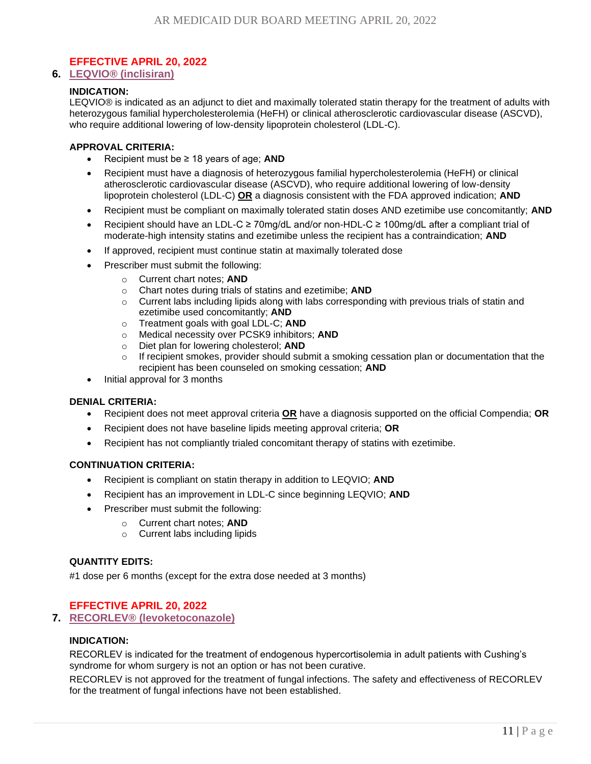**EFFECTIVE APRIL 20, 2022**

## 6. LEQVIO® (inclisiran)

**INDICATION:**

LEQVIO® is indicated as an adjunct to diet and maximally tolerated statin therapy for the treatment of adults with heterozygous familial hypercholesterolemia (HeFH) or clinical atherosclerotic cardiovascular disease (ASCVD), who require additional lowering of low-density lipoprotein cholesterol (LDL-C).

**APPROVAL CRITERIA:**

- Recipient must be ≥ 18 years of age; **AND**
- Recipient must have a diagnosis of heterozygous familial hypercholesterolemia (HeFH) or clinical atherosclerotic cardiovascular disease (ASCVD), who require additional lowering of low-density lipoprotein cholesterol (LDL-C) **OR** a diagnosis consistent with the FDA approved indication; **AND**
- Recipient must be compliant on maximally tolerated statin doses AND ezetimibe use concomitantly; **AND**
- Recipient should have an LDL-C ≥ 70mg/dL and/or non-HDL-C ≥ 100mg/dL after a compliant trial of moderate-high intensity statins and ezetimibe unless the recipient has a contraindication; **AND**
- If approved, recipient must continue statin at maximally tolerated dose
- Prescriber must submit the following:
  - Current chart notes; **AND**
  - Chart notes during trials of statins and ezetimibe; **AND**
  - Current labs including lipids along with labs corresponding with previous trials of statin and ezetimibe used concomitantly; **AND**
  - Treatment goals with goal LDL-C; **AND**
  - Medical necessity over PCSK9 inhibitors; **AND**
  - Diet plan for lowering cholesterol; **AND**
  - If recipient smokes, provider should submit a smoking cessation plan or documentation that the recipient has been counseled on smoking cessation; **AND**
- Initial approval for 3 months

**DENIAL CRITERIA:**

- Recipient does not meet approval criteria **OR** have a diagnosis supported on the official Compendia; **OR**
- Recipient does not have baseline lipids meeting approval criteria; **OR**
- Recipient has not compliantly trialed concomitant therapy of statins with ezetimibe.

**CONTINUATION CRITERIA:**

- Recipient is compliant on statin therapy in addition to LEQVIO; **AND**
- Recipient has an improvement in LDL-C since beginning LEQVIO; **AND**
- Prescriber must submit the following:
  - Current chart notes; **AND**
  - Current labs including lipids

**QUANTITY EDITS:**

#1 dose per 6 months (except for the extra dose needed at 3 months)

**EFFECTIVE APRIL 20, 2022**

## 7. RECORLEV® (levoketoconazole)

**INDICATION:**

RECORLEV is indicated for the treatment of endogenous hypercortisolemia in adult patients with Cushing's syndrome for whom surgery is not an option or has not been curative.

RECORLEV is not approved for the treatment of fungal infections. The safety and effectiveness of RECORLEV for the treatment of fungal infections have not been established.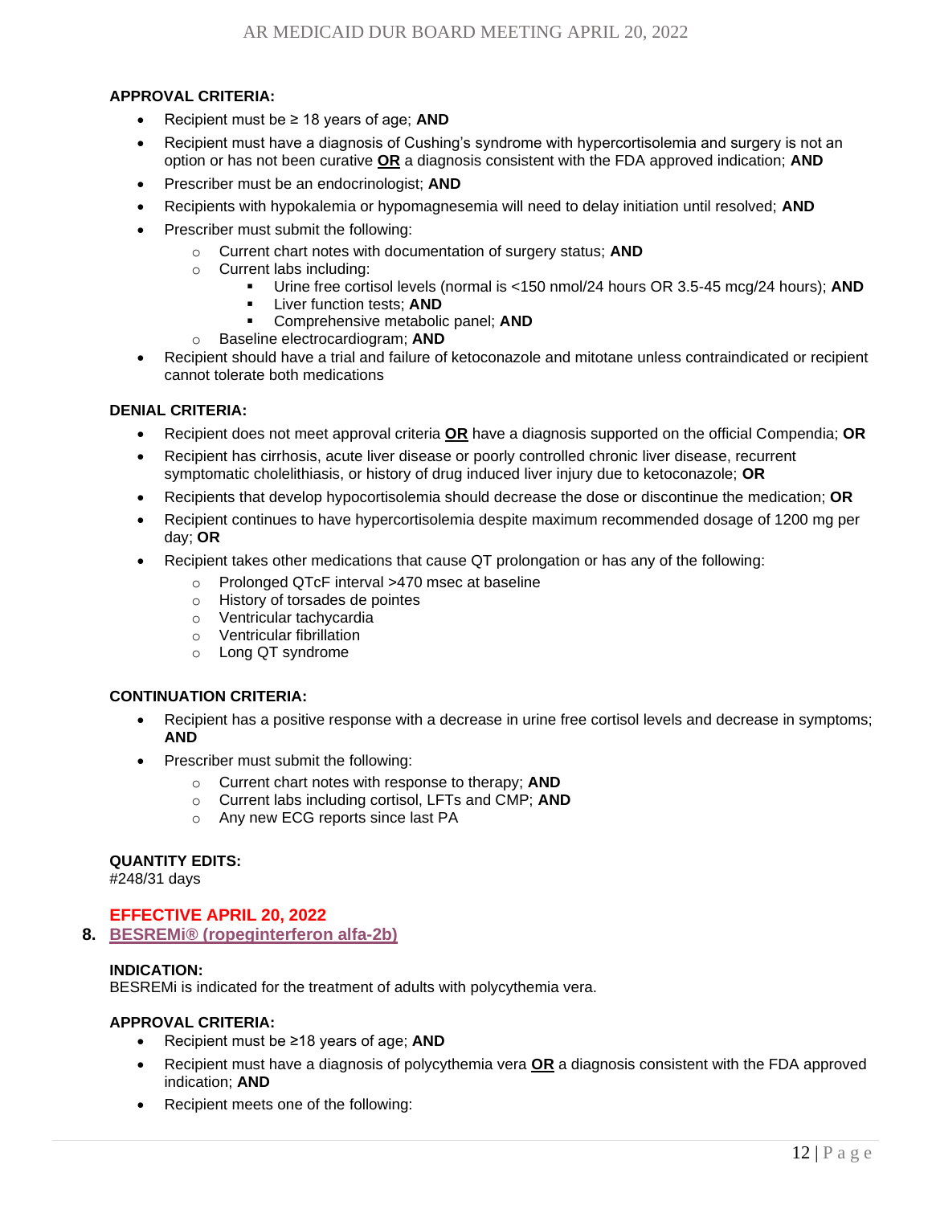**APPROVAL CRITERIA:**

- Recipient must be ≥ 18 years of age; **AND**
- Recipient must have a diagnosis of Cushing's syndrome with hypercortisolemia and surgery is not an option or has not been curative **OR** a diagnosis consistent with the FDA approved indication; **AND**
- Prescriber must be an endocrinologist; **AND**
- Recipients with hypokalemia or hypomagnesemia will need to delay initiation until resolved; **AND**
- Prescriber must submit the following:
  - Current chart notes with documentation of surgery status; **AND**
  - Current labs including:
    - Urine free cortisol levels (normal is <150 nmol/24 hours OR 3.5-45 mcg/24 hours); **AND**
    - Liver function tests; **AND**
    - Comprehensive metabolic panel; **AND**
  - Baseline electrocardiogram; **AND**
- Recipient should have a trial and failure of ketoconazole and mitotane unless contraindicated or recipient cannot tolerate both medications

**DENIAL CRITERIA:**

- Recipient does not meet approval criteria **OR** have a diagnosis supported on the official Compendia; **OR**
- Recipient has cirrhosis, acute liver disease or poorly controlled chronic liver disease, recurrent symptomatic cholelithiasis, or history of drug induced liver injury due to ketoconazole; **OR**
- Recipients that develop hypocortisolemia should decrease the dose or discontinue the medication; **OR**
- Recipient continues to have hypercortisolemia despite maximum recommended dosage of 1200 mg per day; **OR**
- Recipient takes other medications that cause QT prolongation or has any of the following:
  - Prolonged QTcF interval >470 msec at baseline
  - History of torsades de pointes
  - Ventricular tachycardia
  - Ventricular fibrillation
  - Long QT syndrome

**CONTINUATION CRITERIA:**

- Recipient has a positive response with a decrease in urine free cortisol levels and decrease in symptoms; **AND**
- Prescriber must submit the following:
  - Current chart notes with response to therapy; **AND**
  - Current labs including cortisol, LFTs and CMP; **AND**
  - Any new ECG reports since last PA

**QUANTITY EDITS:**
#248/31 days

**EFFECTIVE APRIL 20, 2022**

**8. BESREMi® (ropeginterferon alfa-2b)**

**INDICATION:**
BESREMi is indicated for the treatment of adults with polycythemia vera.

**APPROVAL CRITERIA:**

- Recipient must be ≥18 years of age; **AND**
- Recipient must have a diagnosis of polycythemia vera **OR** a diagnosis consistent with the FDA approved indication; **AND**
- Recipient meets one of the following: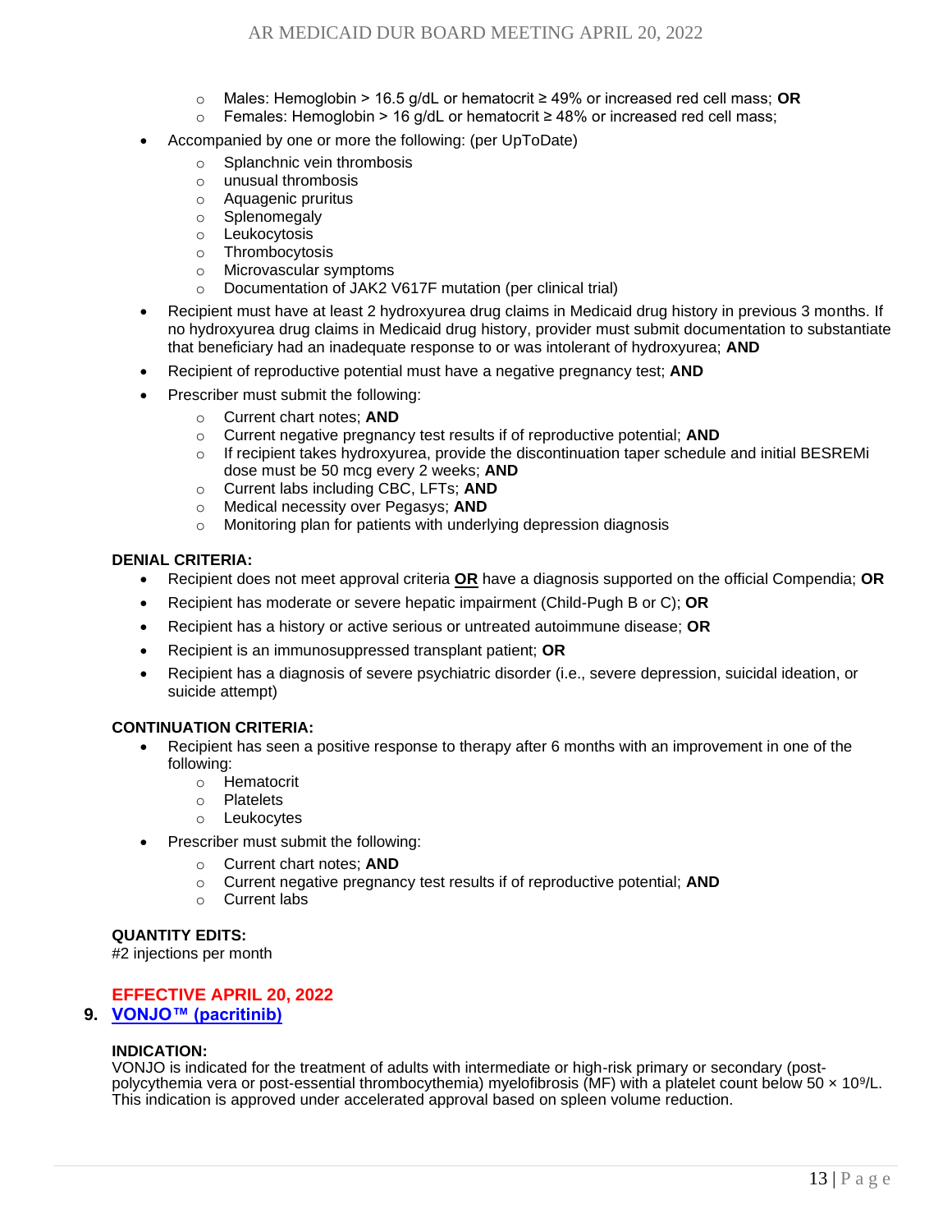- Males: Hemoglobin > 16.5 g/dL or hematocrit ≥ 49% or increased red cell mass; **OR**
  - Females: Hemoglobin > 16 g/dL or hematocrit ≥ 48% or increased red cell mass;
- Accompanied by one or more the following: (per UpToDate)
  - Splanchnic vein thrombosis
  - unusual thrombosis
  - Aquagenic pruritus
  - Splenomegaly
  - Leukocytosis
  - Thrombocytosis
  - Microvascular symptoms
  - Documentation of JAK2 V617F mutation (per clinical trial)
- Recipient must have at least 2 hydroxyurea drug claims in Medicaid drug history in previous 3 months. If no hydroxyurea drug claims in Medicaid drug history, provider must submit documentation to substantiate that beneficiary had an inadequate response to or was intolerant of hydroxyurea; **AND**
- Recipient of reproductive potential must have a negative pregnancy test; **AND**
- Prescriber must submit the following:
  - Current chart notes; **AND**
  - Current negative pregnancy test results if of reproductive potential; **AND**
  - If recipient takes hydroxyurea, provide the discontinuation taper schedule and initial BESREMi dose must be 50 mcg every 2 weeks; **AND**
  - Current labs including CBC, LFTs; **AND**
  - Medical necessity over Pegasys; **AND**
  - Monitoring plan for patients with underlying depression diagnosis

**DENIAL CRITERIA:**

- Recipient does not meet approval criteria <u>**OR**</u> have a diagnosis supported on the official Compendia; **OR**
- Recipient has moderate or severe hepatic impairment (Child-Pugh B or C); **OR**
- Recipient has a history or active serious or untreated autoimmune disease; **OR**
- Recipient is an immunosuppressed transplant patient; **OR**
- Recipient has a diagnosis of severe psychiatric disorder (i.e., severe depression, suicidal ideation, or suicide attempt)

**CONTINUATION CRITERIA:**

- Recipient has seen a positive response to therapy after 6 months with an improvement in one of the following:
  - Hematocrit
  - Platelets
  - Leukocytes
- Prescriber must submit the following:
  - Current chart notes; **AND**
  - Current negative pregnancy test results if of reproductive potential; **AND**
  - Current labs

**QUANTITY EDITS:**
#2 injections per month

**EFFECTIVE APRIL 20, 2022**

9. **VONJO™ (pacritinib)**

**INDICATION:**
VONJO is indicated for the treatment of adults with intermediate or high-risk primary or secondary (post-polycythemia vera or post-essential thrombocythemia) myelofibrosis (MF) with a platelet count below $50 \times 10^9$/L. This indication is approved under accelerated approval based on spleen volume reduction.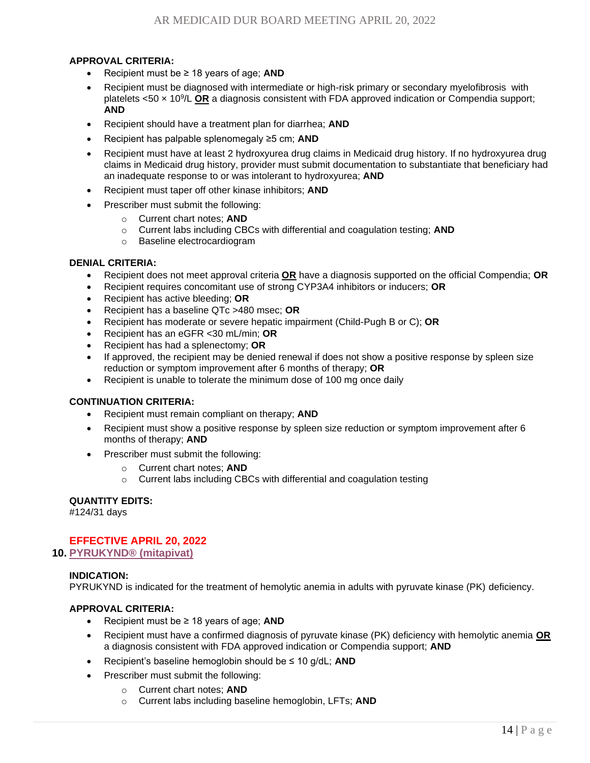**APPROVAL CRITERIA:**

- Recipient must be ≥ 18 years of age; **AND**
- Recipient must be diagnosed with intermediate or high-risk primary or secondary myelofibrosis with platelets <50 × $10^9$/L **OR** a diagnosis consistent with FDA approved indication or Compendia support; **AND**
- Recipient should have a treatment plan for diarrhea; **AND**
- Recipient has palpable splenomegaly ≥5 cm; **AND**
- Recipient must have at least 2 hydroxyurea drug claims in Medicaid drug history. If no hydroxyurea drug claims in Medicaid drug history, provider must submit documentation to substantiate that beneficiary had an inadequate response to or was intolerant to hydroxyurea; **AND**
- Recipient must taper off other kinase inhibitors; **AND**
- Prescriber must submit the following:
  - Current chart notes; **AND**
  - Current labs including CBCs with differential and coagulation testing; **AND**
  - Baseline electrocardiogram

**DENIAL CRITERIA:**

- Recipient does not meet approval criteria **OR** have a diagnosis supported on the official Compendia; **OR**
- Recipient requires concomitant use of strong CYP3A4 inhibitors or inducers; **OR**
- Recipient has active bleeding; **OR**
- Recipient has a baseline QTc >480 msec; **OR**
- Recipient has moderate or severe hepatic impairment (Child-Pugh B or C); **OR**
- Recipient has an eGFR <30 mL/min; **OR**
- Recipient has had a splenectomy; **OR**
- If approved, the recipient may be denied renewal if does not show a positive response by spleen size reduction or symptom improvement after 6 months of therapy; **OR**
- Recipient is unable to tolerate the minimum dose of 100 mg once daily

**CONTINUATION CRITERIA:**

- Recipient must remain compliant on therapy; **AND**
- Recipient must show a positive response by spleen size reduction or symptom improvement after 6 months of therapy; **AND**
- Prescriber must submit the following:
  - Current chart notes; **AND**
  - Current labs including CBCs with differential and coagulation testing

**QUANTITY EDITS:**
#124/31 days

**EFFECTIVE APRIL 20, 2022**

## 10. PYRUKYND® (mitapivat)

**INDICATION:**
PYRUKYND is indicated for the treatment of hemolytic anemia in adults with pyruvate kinase (PK) deficiency.

**APPROVAL CRITERIA:**

- Recipient must be ≥ 18 years of age; **AND**
- Recipient must have a confirmed diagnosis of pyruvate kinase (PK) deficiency with hemolytic anemia **OR** a diagnosis consistent with FDA approved indication or Compendia support; **AND**
- Recipient's baseline hemoglobin should be ≤ 10 g/dL; **AND**
- Prescriber must submit the following:
  - Current chart notes; **AND**
  - Current labs including baseline hemoglobin, LFTs; **AND**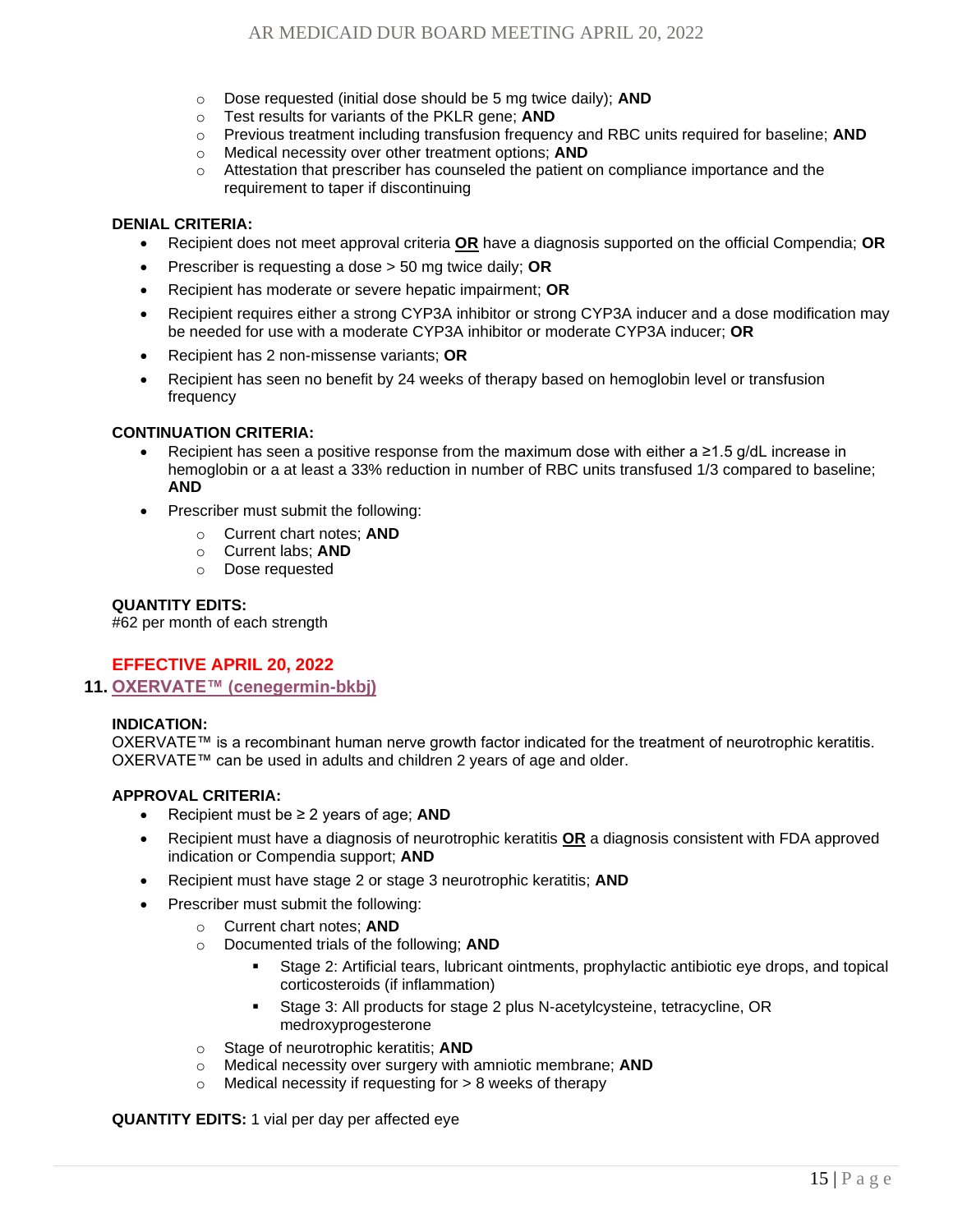- Dose requested (initial dose should be 5 mg twice daily); **AND**
- Test results for variants of the PKLR gene; **AND**
- Previous treatment including transfusion frequency and RBC units required for baseline; **AND**
- Medical necessity over other treatment options; **AND**
- Attestation that prescriber has counseled the patient on compliance importance and the requirement to taper if discontinuing

**DENIAL CRITERIA:**

- Recipient does not meet approval criteria **OR** have a diagnosis supported on the official Compendia; **OR**
- Prescriber is requesting a dose > 50 mg twice daily; **OR**
- Recipient has moderate or severe hepatic impairment; **OR**
- Recipient requires either a strong CYP3A inhibitor or strong CYP3A inducer and a dose modification may be needed for use with a moderate CYP3A inhibitor or moderate CYP3A inducer; **OR**
- Recipient has 2 non-missense variants; **OR**
- Recipient has seen no benefit by 24 weeks of therapy based on hemoglobin level or transfusion frequency

**CONTINUATION CRITERIA:**

- Recipient has seen a positive response from the maximum dose with either a ≥1.5 g/dL increase in hemoglobin or a at least a 33% reduction in number of RBC units transfused 1/3 compared to baseline; **AND**
- Prescriber must submit the following:
  - Current chart notes; **AND**
  - Current labs; **AND**
  - Dose requested

**QUANTITY EDITS:**
#62 per month of each strength

**EFFECTIVE APRIL 20, 2022**

## 11. OXERVATE™ (cenegermin-bkbj)

**INDICATION:**
OXERVATE™ is a recombinant human nerve growth factor indicated for the treatment of neurotrophic keratitis. OXERVATE™ can be used in adults and children 2 years of age and older.

**APPROVAL CRITERIA:**

- Recipient must be ≥ 2 years of age; **AND**
- Recipient must have a diagnosis of neurotrophic keratitis **OR** a diagnosis consistent with FDA approved indication or Compendia support; **AND**
- Recipient must have stage 2 or stage 3 neurotrophic keratitis; **AND**
- Prescriber must submit the following:
  - Current chart notes; **AND**
  - Documented trials of the following; **AND**
    - Stage 2: Artificial tears, lubricant ointments, prophylactic antibiotic eye drops, and topical corticosteroids (if inflammation)
    - Stage 3: All products for stage 2 plus N-acetylcysteine, tetracycline, OR medroxyprogesterone
  - Stage of neurotrophic keratitis; **AND**
  - Medical necessity over surgery with amniotic membrane; **AND**
  - Medical necessity if requesting for > 8 weeks of therapy

**QUANTITY EDITS:** 1 vial per day per affected eye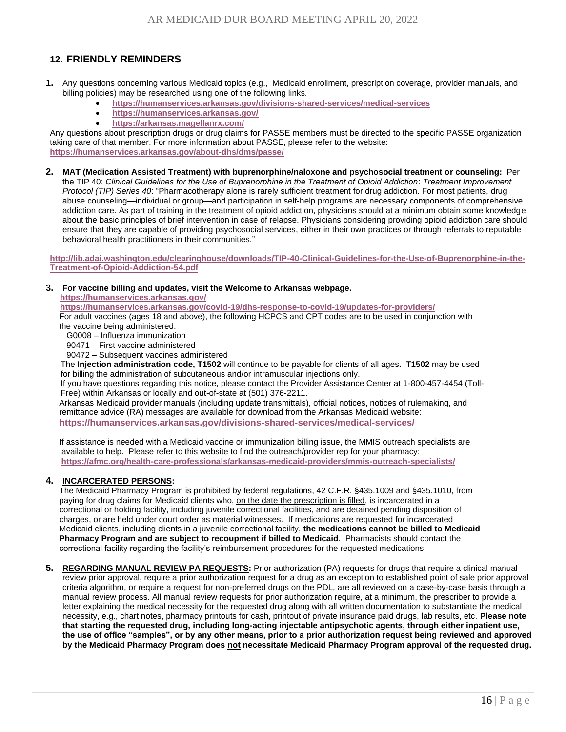## 12. FRIENDLY REMINDERS

1. Any questions concerning various Medicaid topics (e.g., Medicaid enrollment, prescription coverage, provider manuals, and billing policies) may be researched using one of the following links.
   - **https://humanservices.arkansas.gov/divisions-shared-services/medical-services**
   - **https://humanservices.arkansas.gov/**
   - **https://arkansas.magellanrx.com/**

   Any questions about prescription drugs or drug claims for PASSE members must be directed to the specific PASSE organization taking care of that member. For more information about PASSE, please refer to the website: **https://humanservices.arkansas.gov/about-dhs/dms/passe/**

2. **MAT (Medication Assisted Treatment) with buprenorphine/naloxone and psychosocial treatment or counseling:** Per the TIP 40: *Clinical Guidelines for the Use of Buprenorphine in the Treatment of Opioid Addiction*: *Treatment Improvement Protocol (TIP) Series 40*: "Pharmacotherapy alone is rarely sufficient treatment for drug addiction. For most patients, drug abuse counseling—individual or group—and participation in self-help programs are necessary components of comprehensive addiction care. As part of training in the treatment of opioid addiction, physicians should at a minimum obtain some knowledge about the basic principles of brief intervention in case of relapse. Physicians considering providing opioid addiction care should ensure that they are capable of providing psychosocial services, either in their own practices or through referrals to reputable behavioral health practitioners in their communities."

   **http://lib.adai.washington.edu/clearinghouse/downloads/TIP-40-Clinical-Guidelines-for-the-Use-of-Buprenorphine-in-the-Treatment-of-Opioid-Addiction-54.pdf**

3. **For vaccine billing and updates, visit the Welcome to Arkansas webpage.**
   **https://humanservices.arkansas.gov/**
   **https://humanservices.arkansas.gov/covid-19/dhs-response-to-covid-19/updates-for-providers/**
   For adult vaccines (ages 18 and above), the following HCPCS and CPT codes are to be used in conjunction with the vaccine being administered:

   G0008 – Influenza immunization
   90471 – First vaccine administered
   90472 – Subsequent vaccines administered

   The **Injection administration code, T1502** will continue to be payable for clients of all ages. **T1502** may be used for billing the administration of subcutaneous and/or intramuscular injections only.
   If you have questions regarding this notice, please contact the Provider Assistance Center at 1-800-457-4454 (Toll-Free) within Arkansas or locally and out-of-state at (501) 376-2211.
   Arkansas Medicaid provider manuals (including update transmittals), official notices, notices of rulemaking, and remittance advice (RA) messages are available for download from the Arkansas Medicaid website:
   **https://humanservices.arkansas.gov/divisions-shared-services/medical-services/**

   If assistance is needed with a Medicaid vaccine or immunization billing issue, the MMIS outreach specialists are available to help. Please refer to this website to find the outreach/provider rep for your pharmacy:
   **https://afmc.org/health-care-professionals/arkansas-medicaid-providers/mmis-outreach-specialists/**

4. **INCARCERATED PERSONS:**
   The Medicaid Pharmacy Program is prohibited by federal regulations, 42 C.F.R. §435.1009 and §435.1010, from paying for drug claims for Medicaid clients who, on the date the prescription is filled, is incarcerated in a correctional or holding facility, including juvenile correctional facilities, and are detained pending disposition of charges, or are held under court order as material witnesses. If medications are requested for incarcerated Medicaid clients, including clients in a juvenile correctional facility, **the medications cannot be billed to Medicaid Pharmacy Program and are subject to recoupment if billed to Medicaid**. Pharmacists should contact the correctional facility regarding the facility's reimbursement procedures for the requested medications.

5. **REGARDING MANUAL REVIEW PA REQUESTS:** Prior authorization (PA) requests for drugs that require a clinical manual review prior approval, require a prior authorization request for a drug as an exception to established point of sale prior approval criteria algorithm, or require a request for non-preferred drugs on the PDL, are all reviewed on a case-by-case basis through a manual review process. All manual review requests for prior authorization require, at a minimum, the prescriber to provide a letter explaining the medical necessity for the requested drug along with all written documentation to substantiate the medical necessity, e.g., chart notes, pharmacy printouts for cash, printout of private insurance paid drugs, lab results, etc. **Please note that starting the requested drug, including long-acting injectable antipsychotic agents, through either inpatient use, the use of office "samples", or by any other means, prior to a prior authorization request being reviewed and approved by the Medicaid Pharmacy Program does not necessitate Medicaid Pharmacy Program approval of the requested drug.**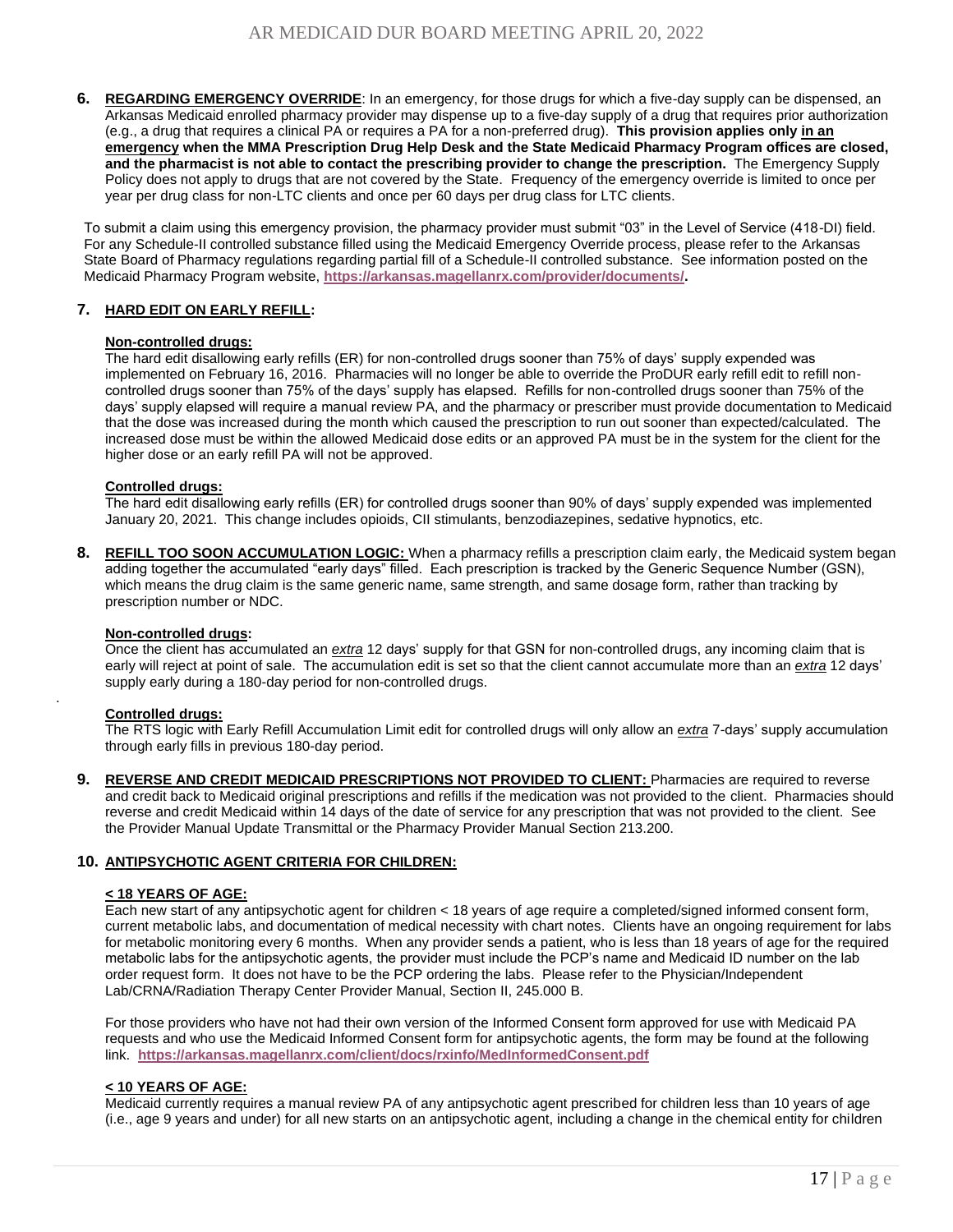6. **REGARDING EMERGENCY OVERRIDE**: In an emergency, for those drugs for which a five-day supply can be dispensed, an Arkansas Medicaid enrolled pharmacy provider may dispense up to a five-day supply of a drug that requires prior authorization (e.g., a drug that requires a clinical PA or requires a PA for a non-preferred drug). **This provision applies only in an emergency when the MMA Prescription Drug Help Desk and the State Medicaid Pharmacy Program offices are closed, and the pharmacist is not able to contact the prescribing provider to change the prescription.** The Emergency Supply Policy does not apply to drugs that are not covered by the State. Frequency of the emergency override is limited to once per year per drug class for non-LTC clients and once per 60 days per drug class for LTC clients.

   To submit a claim using this emergency provision, the pharmacy provider must submit "03" in the Level of Service (418-DI) field. For any Schedule-II controlled substance filled using the Medicaid Emergency Override process, please refer to the Arkansas State Board of Pharmacy regulations regarding partial fill of a Schedule-II controlled substance. See information posted on the Medicaid Pharmacy Program website, **https://arkansas.magellanrx.com/provider/documents/**.

7. **HARD EDIT ON EARLY REFILL:**

   **Non-controlled drugs:**
   The hard edit disallowing early refills (ER) for non-controlled drugs sooner than 75% of days' supply expended was implemented on February 16, 2016. Pharmacies will no longer be able to override the ProDUR early refill edit to refill non-controlled drugs sooner than 75% of the days' supply has elapsed. Refills for non-controlled drugs sooner than 75% of the days' supply elapsed will require a manual review PA, and the pharmacy or prescriber must provide documentation to Medicaid that the dose was increased during the month which caused the prescription to run out sooner than expected/calculated. The increased dose must be within the allowed Medicaid dose edits or an approved PA must be in the system for the client for the higher dose or an early refill PA will not be approved.

   **Controlled drugs:**
   The hard edit disallowing early refills (ER) for controlled drugs sooner than 90% of days' supply expended was implemented January 20, 2021. This change includes opioids, CII stimulants, benzodiazepines, sedative hypnotics, etc.

8. **REFILL TOO SOON ACCUMULATION LOGIC:** When a pharmacy refills a prescription claim early, the Medicaid system began adding together the accumulated "early days" filled. Each prescription is tracked by the Generic Sequence Number (GSN), which means the drug claim is the same generic name, same strength, and same dosage form, rather than tracking by prescription number or NDC.

   **Non-controlled drugs:**
   Once the client has accumulated an ***extra*** 12 days' supply for that GSN for non-controlled drugs, any incoming claim that is early will reject at point of sale. The accumulation edit is set so that the client cannot accumulate more than an ***extra*** 12 days' supply early during a 180-day period for non-controlled drugs.

   **Controlled drugs:**
   The RTS logic with Early Refill Accumulation Limit edit for controlled drugs will only allow an ***extra*** 7-days' supply accumulation through early fills in previous 180-day period.

9. **REVERSE AND CREDIT MEDICAID PRESCRIPTIONS NOT PROVIDED TO CLIENT:** Pharmacies are required to reverse and credit back to Medicaid original prescriptions and refills if the medication was not provided to the client. Pharmacies should reverse and credit Medicaid within 14 days of the date of service for any prescription that was not provided to the client. See the Provider Manual Update Transmittal or the Pharmacy Provider Manual Section 213.200.

10. **ANTIPSYCHOTIC AGENT CRITERIA FOR CHILDREN:**

    **< 18 YEARS OF AGE:**
    Each new start of any antipsychotic agent for children < 18 years of age require a completed/signed informed consent form, current metabolic labs, and documentation of medical necessity with chart notes. Clients have an ongoing requirement for labs for metabolic monitoring every 6 months. When any provider sends a patient, who is less than 18 years of age for the required metabolic labs for the antipsychotic agents, the provider must include the PCP's name and Medicaid ID number on the lab order request form. It does not have to be the PCP ordering the labs. Please refer to the Physician/Independent Lab/CRNA/Radiation Therapy Center Provider Manual, Section II, 245.000 B.

    For those providers who have not had their own version of the Informed Consent form approved for use with Medicaid PA requests and who use the Medicaid Informed Consent form for antipsychotic agents, the form may be found at the following link. **https://arkansas.magellanrx.com/client/docs/rxinfo/MedInformedConsent.pdf**

    **< 10 YEARS OF AGE:**
    Medicaid currently requires a manual review PA of any antipsychotic agent prescribed for children less than 10 years of age (i.e., age 9 years and under) for all new starts on an antipsychotic agent, including a change in the chemical entity for children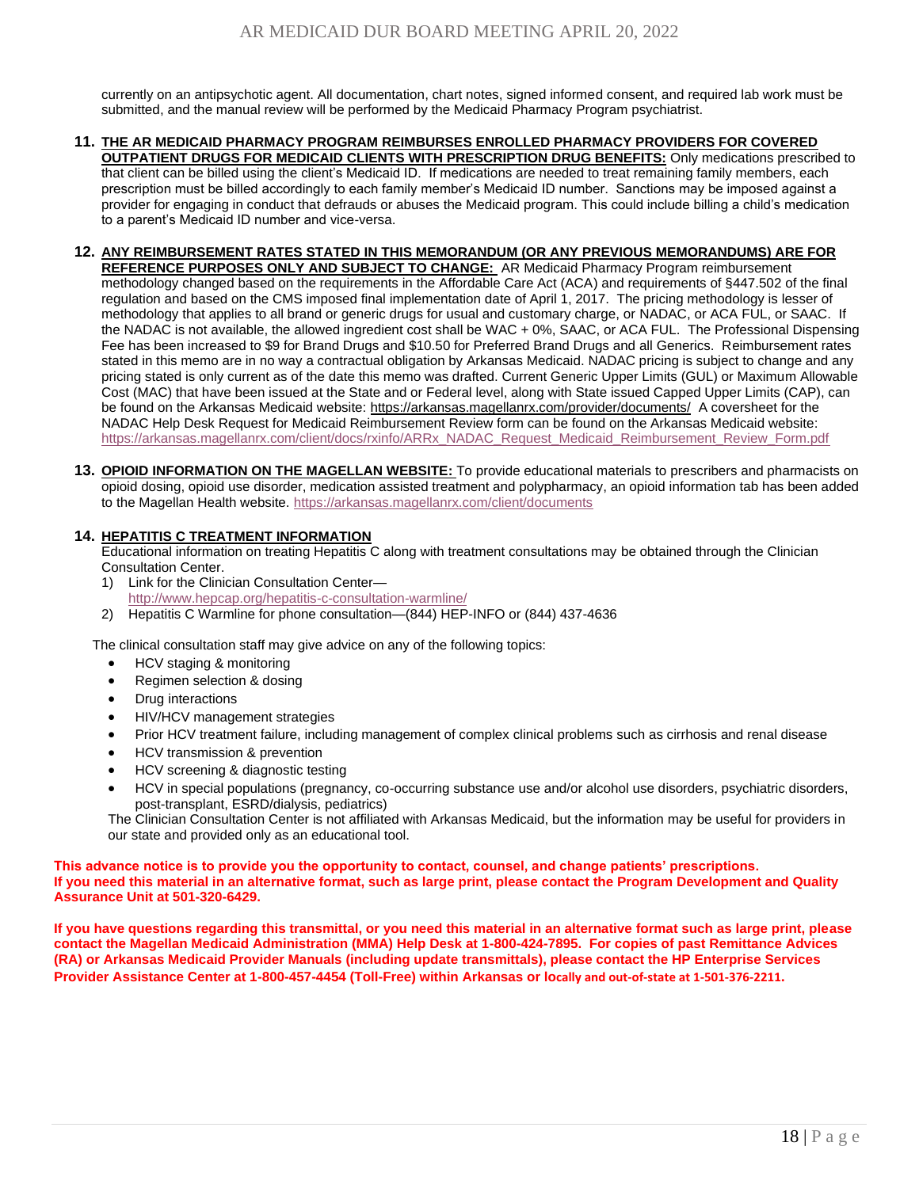currently on an antipsychotic agent. All documentation, chart notes, signed informed consent, and required lab work must be submitted, and the manual review will be performed by the Medicaid Pharmacy Program psychiatrist.

11. **THE AR MEDICAID PHARMACY PROGRAM REIMBURSES ENROLLED PHARMACY PROVIDERS FOR COVERED OUTPATIENT DRUGS FOR MEDICAID CLIENTS WITH PRESCRIPTION DRUG BENEFITS:** Only medications prescribed to that client can be billed using the client's Medicaid ID. If medications are needed to treat remaining family members, each prescription must be billed accordingly to each family member's Medicaid ID number. Sanctions may be imposed against a provider for engaging in conduct that defrauds or abuses the Medicaid program. This could include billing a child's medication to a parent's Medicaid ID number and vice-versa.

12. **ANY REIMBURSEMENT RATES STATED IN THIS MEMORANDUM (OR ANY PREVIOUS MEMORANDUMS) ARE FOR REFERENCE PURPOSES ONLY AND SUBJECT TO CHANGE:** AR Medicaid Pharmacy Program reimbursement methodology changed based on the requirements in the Affordable Care Act (ACA) and requirements of §447.502 of the final regulation and based on the CMS imposed final implementation date of April 1, 2017. The pricing methodology is lesser of methodology that applies to all brand or generic drugs for usual and customary charge, or NADAC, or ACA FUL, or SAAC. If the NADAC is not available, the allowed ingredient cost shall be WAC + 0%, SAAC, or ACA FUL. The Professional Dispensing Fee has been increased to $9 for Brand Drugs and $10.50 for Preferred Brand Drugs and all Generics. Reimbursement rates stated in this memo are in no way a contractual obligation by Arkansas Medicaid. NADAC pricing is subject to change and any pricing stated is only current as of the date this memo was drafted. Current Generic Upper Limits (GUL) or Maximum Allowable Cost (MAC) that have been issued at the State and or Federal level, along with State issued Capped Upper Limits (CAP), can be found on the Arkansas Medicaid website: https://arkansas.magellanrx.com/provider/documents/ A coversheet for the NADAC Help Desk Request for Medicaid Reimbursement Review form can be found on the Arkansas Medicaid website: https://arkansas.magellanrx.com/client/docs/rxinfo/ARRx_NADAC_Request_Medicaid_Reimbursement_Review_Form.pdf

13. **OPIOID INFORMATION ON THE MAGELLAN WEBSITE:** To provide educational materials to prescribers and pharmacists on opioid dosing, opioid use disorder, medication assisted treatment and polypharmacy, an opioid information tab has been added to the Magellan Health website. https://arkansas.magellanrx.com/client/documents

14. **HEPATITIS C TREATMENT INFORMATION**
    Educational information on treating Hepatitis C along with treatment consultations may be obtained through the Clinician Consultation Center.
    1) Link for the Clinician Consultation Center—
       http://www.hepcap.org/hepatitis-c-consultation-warmline/
    2) Hepatitis C Warmline for phone consultation—(844) HEP-INFO or (844) 437-4636

    The clinical consultation staff may give advice on any of the following topics:

    - HCV staging & monitoring
    - Regimen selection & dosing
    - Drug interactions
    - HIV/HCV management strategies
    - Prior HCV treatment failure, including management of complex clinical problems such as cirrhosis and renal disease
    - HCV transmission & prevention
    - HCV screening & diagnostic testing
    - HCV in special populations (pregnancy, co-occurring substance use and/or alcohol use disorders, psychiatric disorders, post-transplant, ESRD/dialysis, pediatrics)

    The Clinician Consultation Center is not affiliated with Arkansas Medicaid, but the information may be useful for providers in our state and provided only as an educational tool.

**This advance notice is to provide you the opportunity to contact, counsel, and change patients' prescriptions.**
**If you need this material in an alternative format, such as large print, please contact the Program Development and Quality Assurance Unit at 501-320-6429.**

**If you have questions regarding this transmittal, or you need this material in an alternative format such as large print, please contact the Magellan Medicaid Administration (MMA) Help Desk at 1-800-424-7895. For copies of past Remittance Advices (RA) or Arkansas Medicaid Provider Manuals (including update transmittals), please contact the HP Enterprise Services Provider Assistance Center at 1-800-457-4454 (Toll-Free) within Arkansas or locally and out-of-state at 1-501-376-2211.**